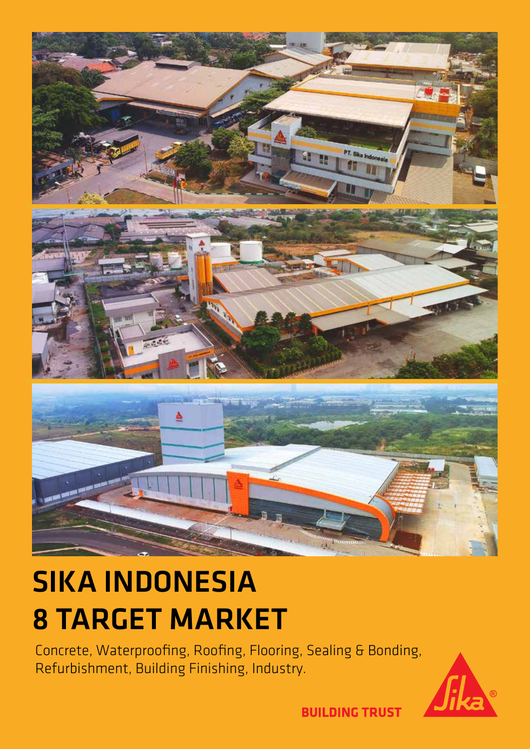# SIKA INDONESIA
# 8 TARGET MARKET

Concrete, Waterproofing, Roofing, Flooring, Sealing & Bonding, Refurbishment, Building Finishing, Industry.

**BUILDING TRUST**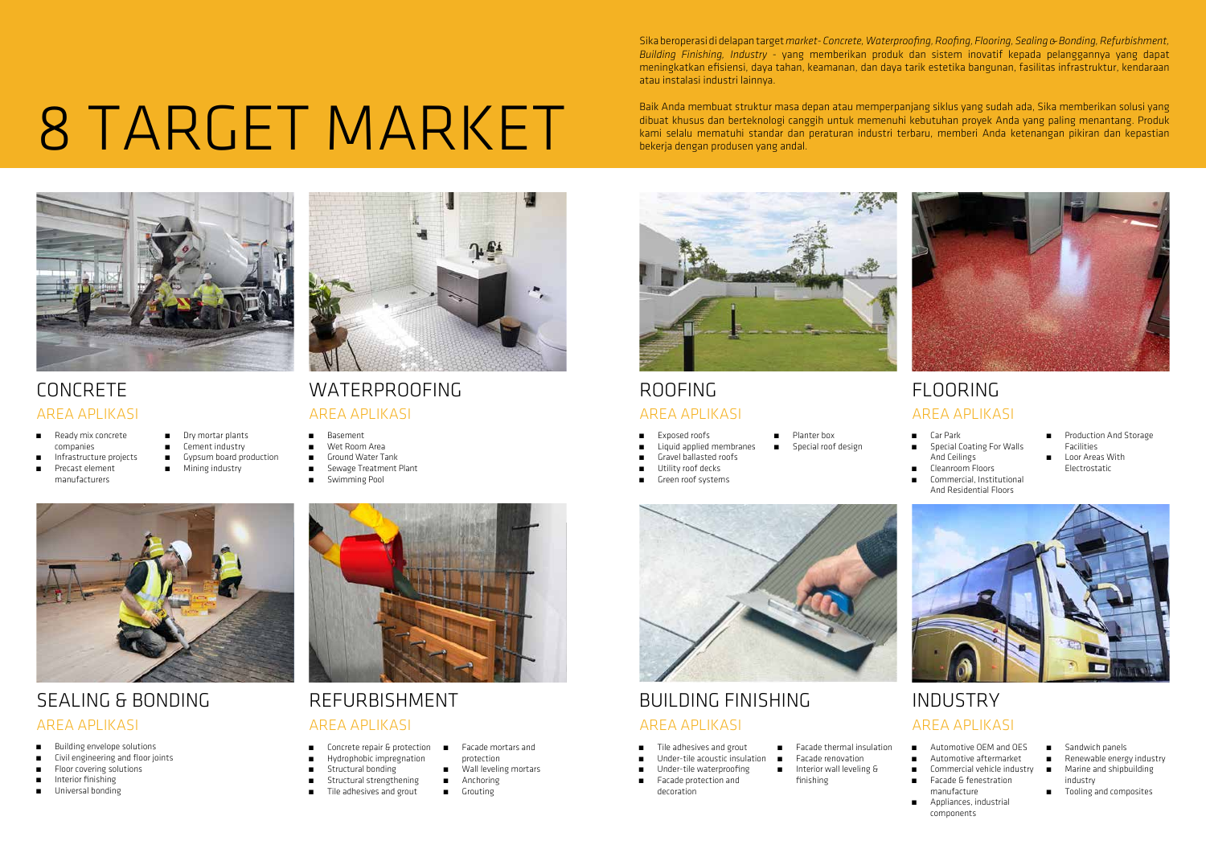# 8 TARGET MARKET

Sika beroperasi di delapan target *market- Concrete, Waterproofing, Roofing, Flooring, Sealing & Bonding, Refurbishment, Building Finishing, Industry* - yang memberikan produk dan sistem inovatif kepada pelanggannya yang dapat meningkatkan efisiensi, daya tahan, keamanan, dan daya tarik estetika bangunan, fasilitas infrastruktur, kendaraan atau instalasi industri lainnya.

Baik Anda membuat struktur masa depan atau memperpanjang siklus yang sudah ada, Sika memberikan solusi yang dibuat khusus dan berteknologi canggih untuk memenuhi kebutuhan proyek Anda yang paling menantang. Produk kami selalu mematuhi standar dan peraturan industri terbaru, memberi Anda ketenangan pikiran dan kepastian bekerja dengan produsen yang andal.

## CONCRETE

### AREA APLIKASI

- Ready mix concrete companies
- Infrastructure projects
- Precast element manufacturers
- Dry mortar plants
- Cement industry
- Gypsum board production
- Mining industry

## WATERPROOFING

### AREA APLIKASI

- Basement
- Wet Room Area
- Ground Water Tank
- Sewage Treatment Plant
- Swimming Pool

## ROOFING

### AREA APLIKASI

- Exposed roofs
- Liquid applied membranes
- Gravel ballasted roofs
- Utility roof decks
- Green roof systems
- Planter box
- Special roof design

## FLOORING

### AREA APLIKASI

- Car Park
- Special Coating For Walls And Ceilings
- Cleanroom Floors
- Commercial, Institutional And Residential Floors
- Production And Storage Facilities
- Loor Areas With Electrostatic

## SEALING & BONDING

### AREA APLIKASI

- Building envelope solutions
- Civil engineering and floor joints
- Floor covering solutions
- Interior finishing
- Universal bonding

## REFURBISHMENT

### AREA APLIKASI

- Concrete repair & protection
- Hydrophobic impregnation
- Structural bonding
- Structural strengthening
- Tile adhesives and grout
- Facade mortars and protection
- Wall leveling mortars
- Anchoring
- Grouting

## BUILDING FINISHING

### AREA APLIKASI

- Tile adhesives and grout
- Under-tile acoustic insulation
- Under-tile waterproofing
- Facade protection and decoration
- Facade thermal insulation
- Facade renovation
- Interior wall leveling & finishing

## INDUSTRY

### AREA APLIKASI

- Automotive OEM and OES
- Automotive aftermarket
- Commercial vehicle industry
- Facade & fenestration manufacture
- Appliances, industrial components
- Sandwich panels
- Renewable energy industry
- Marine and shipbuilding industry
- Tooling and composites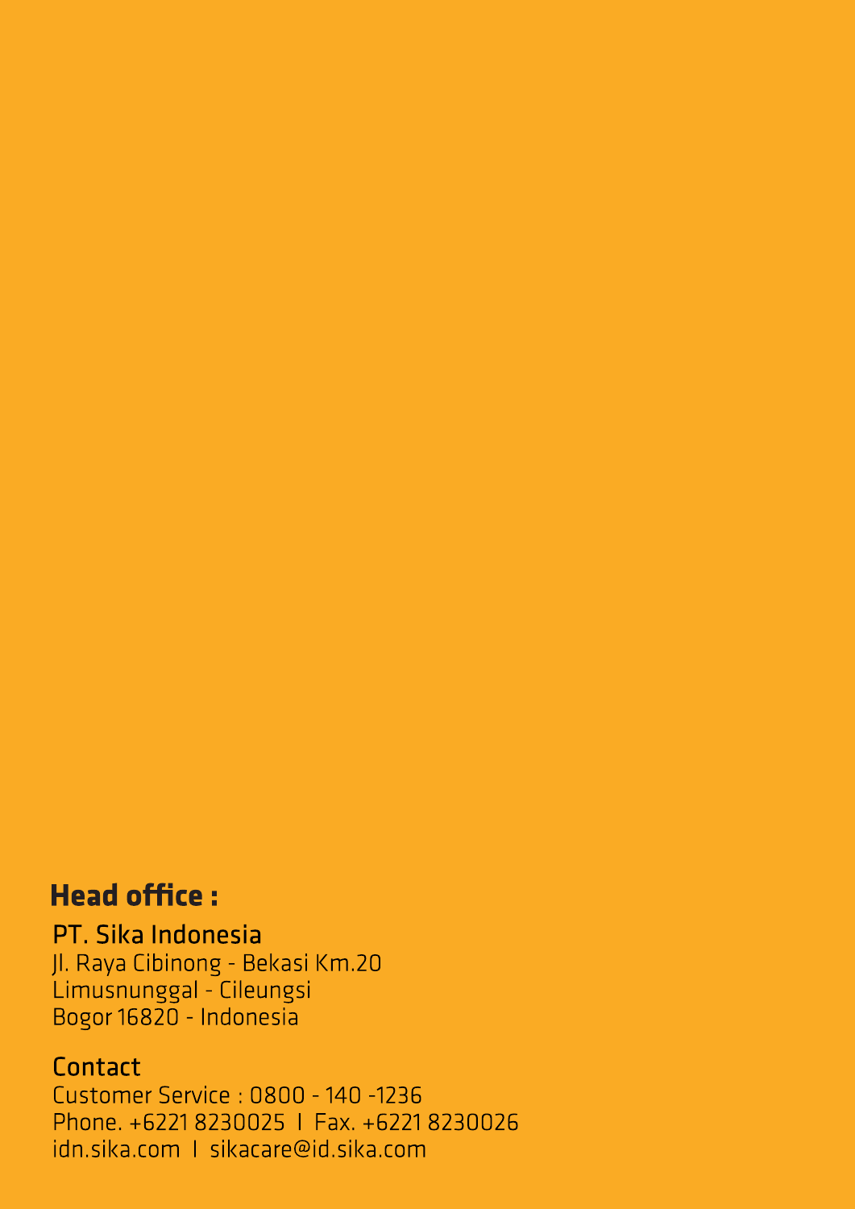## Head office :

PT. Sika Indonesia
Jl. Raya Cibinong - Bekasi Km.20
Limusnunggal - Cileungsi
Bogor 16820 - Indonesia

Contact
Customer Service : 0800 - 140 -1236
Phone. +6221 8230025 I Fax. +6221 8230026
idn.sika.com I sikacare@id.sika.com